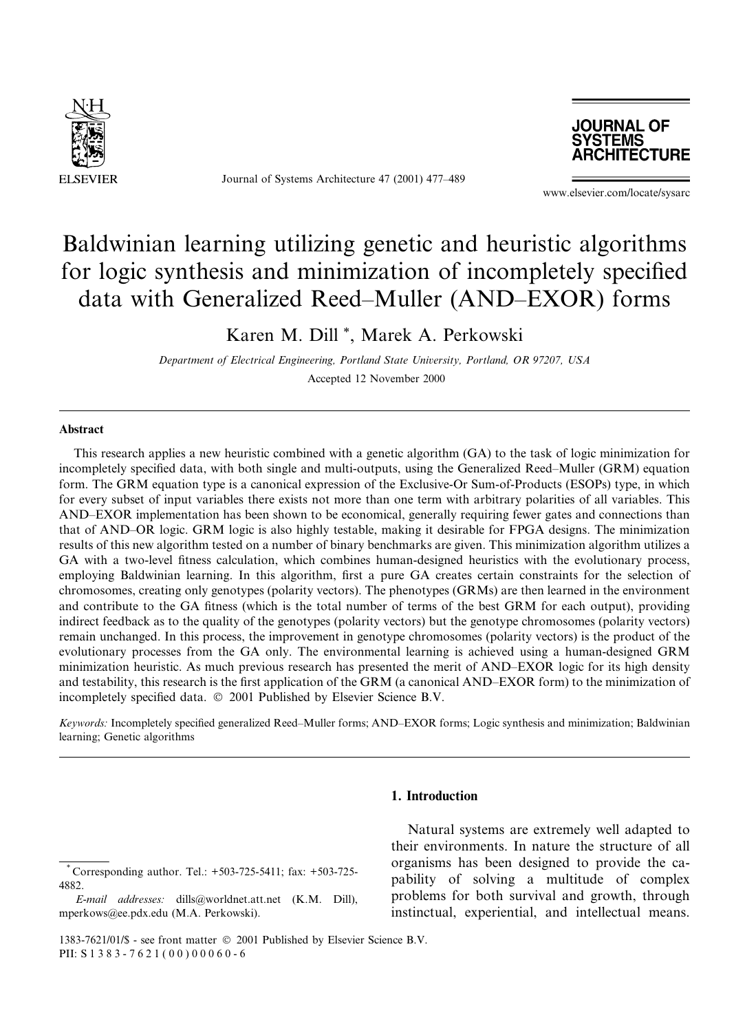# Baldwinian learning utilizing genetic and heuristic algorithms for logic synthesis and minimization of incompletely specified data with Generalized Reed–Muller (AND–EXOR) forms

Karen M. Dill *, Marek A. Perkowski

*Department of Electrical Engineering, Portland State University, Portland, OR 97207, USA*

Accepted 12 November 2000

## Abstract

This research applies a new heuristic combined with a genetic algorithm (GA) to the task of logic minimization for incompletely specified data, with both single and multi-outputs, using the Generalized Reed–Muller (GRM) equation form. The GRM equation type is a canonical expression of the Exclusive-Or Sum-of-Products (ESOPs) type, in which for every subset of input variables there exists not more than one term with arbitrary polarities of all variables. This AND–EXOR implementation has been shown to be economical, generally requiring fewer gates and connections than that of AND–OR logic. GRM logic is also highly testable, making it desirable for FPGA designs. The minimization results of this new algorithm tested on a number of binary benchmarks are given. This minimization algorithm utilizes a GA with a two-level fitness calculation, which combines human-designed heuristics with the evolutionary process, employing Baldwinian learning. In this algorithm, first a pure GA creates certain constraints for the selection of chromosomes, creating only genotypes (polarity vectors). The phenotypes (GRMs) are then learned in the environment and contribute to the GA fitness (which is the total number of terms of the best GRM for each output), providing indirect feedback as to the quality of the genotypes (polarity vectors) but the genotype chromosomes (polarity vectors) remain unchanged. In this process, the improvement in genotype chromosomes (polarity vectors) is the product of the evolutionary processes from the GA only. The environmental learning is achieved using a human-designed GRM minimization heuristic. As much previous research has presented the merit of AND–EXOR logic for its high density and testability, this research is the first application of the GRM (a canonical AND–EXOR form) to the minimization of incompletely specified data. © 2001 Published by Elsevier Science B.V.

*Keywords:* Incompletely specified generalized Reed–Muller forms; AND–EXOR forms; Logic synthesis and minimization; Baldwinian learning; Genetic algorithms

## 1. Introduction

Natural systems are extremely well adapted to their environments. In nature the structure of all organisms has been designed to provide the capability of solving a multitude of complex problems for both survival and growth, through instinctual, experiential, and intellectual means.

---

* Corresponding author. Tel.: +503-725-5411; fax: +503-725-4882.

*E-mail addresses:* dills@worldnet.att.net (K.M. Dill), mperkows@ee.pdx.edu (M.A. Perkowski).

1383-7621/01/$ - see front matter © 2001 Published by Elsevier Science B.V.
PII: S1383-7621(00)00060-6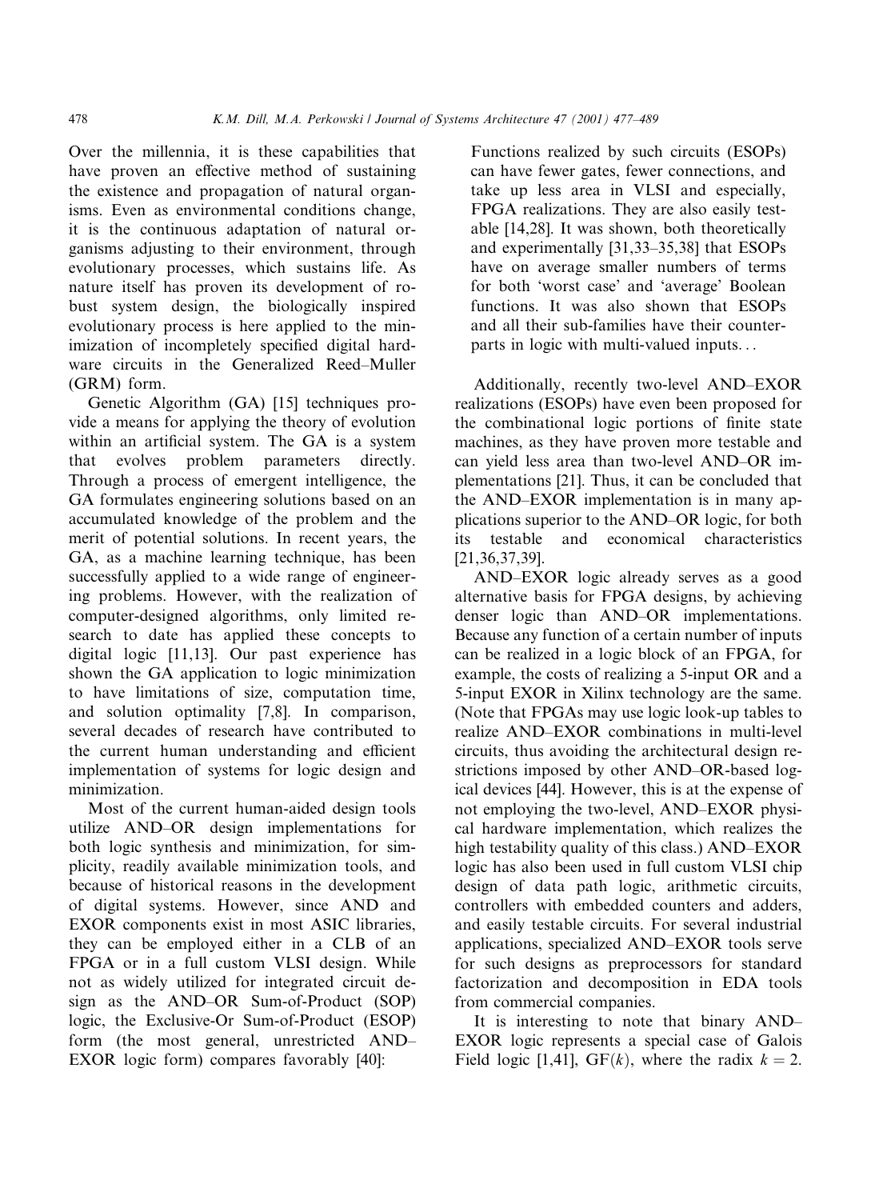Over the millennia, it is these capabilities that have proven an effective method of sustaining the existence and propagation of natural organisms. Even as environmental conditions change, it is the continuous adaptation of natural organisms adjusting to their environment, through evolutionary processes, which sustains life. As nature itself has proven its development of robust system design, the biologically inspired evolutionary process is here applied to the minimization of incompletely specified digital hardware circuits in the Generalized Reed–Muller (GRM) form.

Genetic Algorithm (GA) [15] techniques provide a means for applying the theory of evolution within an artificial system. The GA is a system that evolves problem parameters directly. Through a process of emergent intelligence, the GA formulates engineering solutions based on an accumulated knowledge of the problem and the merit of potential solutions. In recent years, the GA, as a machine learning technique, has been successfully applied to a wide range of engineering problems. However, with the realization of computer-designed algorithms, only limited research to date has applied these concepts to digital logic [11,13]. Our past experience has shown the GA application to logic minimization to have limitations of size, computation time, and solution optimality [7,8]. In comparison, several decades of research have contributed to the current human understanding and efficient implementation of systems for logic design and minimization.

Most of the current human-aided design tools utilize AND–OR design implementations for both logic synthesis and minimization, for simplicity, readily available minimization tools, and because of historical reasons in the development of digital systems. However, since AND and EXOR components exist in most ASIC libraries, they can be employed either in a CLB of an FPGA or in a full custom VLSI design. While not as widely utilized for integrated circuit design as the AND–OR Sum-of-Product (SOP) logic, the Exclusive-Or Sum-of-Product (ESOP) form (the most general, unrestricted AND–EXOR logic form) compares favorably [40]:

> Functions realized by such circuits (ESOPs) can have fewer gates, fewer connections, and take up less area in VLSI and especially, FPGA realizations. They are also easily testable [14,28]. It was shown, both theoretically and experimentally [31,33–35,38] that ESOPs have on average smaller numbers of terms for both 'worst case' and 'average' Boolean functions. It was also shown that ESOPs and all their sub-families have their counterparts in logic with multi-valued inputs...

Additionally, recently two-level AND–EXOR realizations (ESOPs) have even been proposed for the combinational logic portions of finite state machines, as they have proven more testable and can yield less area than two-level AND–OR implementations [21]. Thus, it can be concluded that the AND–EXOR implementation is in many applications superior to the AND–OR logic, for both its testable and economical characteristics [21,36,37,39].

AND–EXOR logic already serves as a good alternative basis for FPGA designs, by achieving denser logic than AND–OR implementations. Because any function of a certain number of inputs can be realized in a logic block of an FPGA, for example, the costs of realizing a 5-input OR and a 5-input EXOR in Xilinx technology are the same. (Note that FPGAs may use logic look-up tables to realize AND–EXOR combinations in multi-level circuits, thus avoiding the architectural design restrictions imposed by other AND–OR-based logical devices [44]. However, this is at the expense of not employing the two-level, AND–EXOR physical hardware implementation, which realizes the high testability quality of this class.) AND–EXOR logic has also been used in full custom VLSI chip design of data path logic, arithmetic circuits, controllers with embedded counters and adders, and easily testable circuits. For several industrial applications, specialized AND–EXOR tools serve for such designs as preprocessors for standard factorization and decomposition in EDA tools from commercial companies.

It is interesting to note that binary AND–EXOR logic represents a special case of Galois Field logic [1,41], GF($k$), where the radix $k = 2$.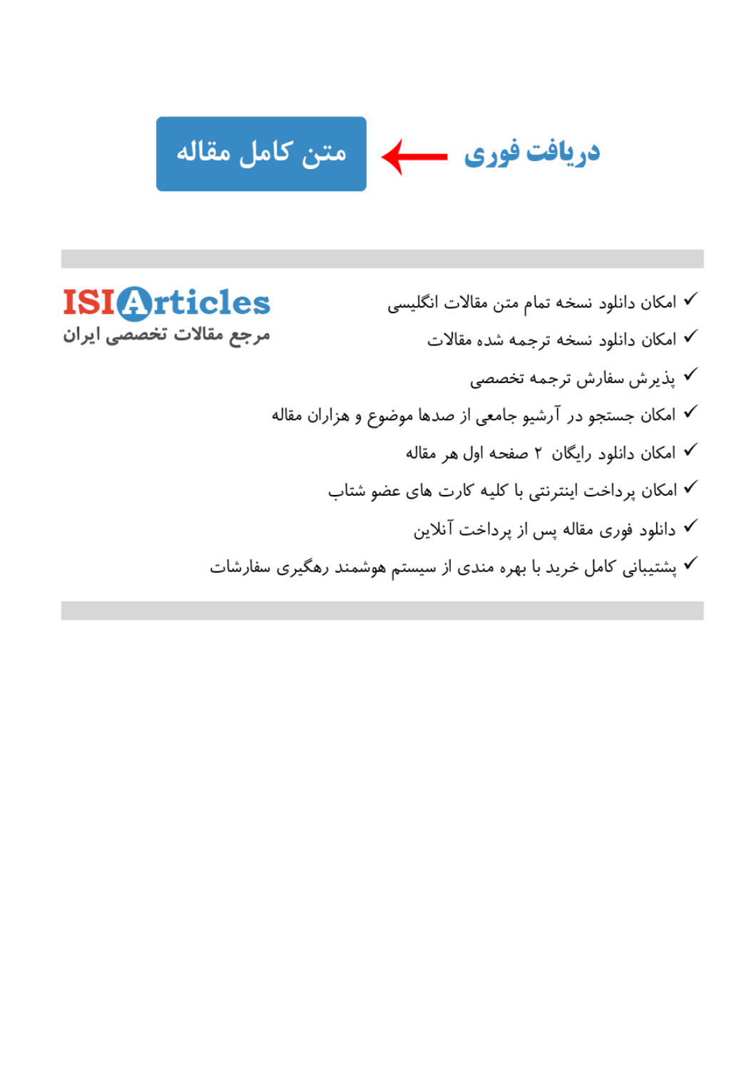دریافت فوری ← **متن کامل مقاله**

**ISIArticles**
مرجع مقالات تخصصی ایران

- ✓ امکان دانلود نسخه تمام متن مقالات انگلیسی
- ✓ امکان دانلود نسخه ترجمه شده مقالات
- ✓ پذیرش سفارش ترجمه تخصصی
- ✓ امکان جستجو در آرشیو جامعی از صدها موضوع و هزاران مقاله
- ✓ امکان دانلود رایگان ۲ صفحه اول هر مقاله
- ✓ امکان پرداخت اینترنتی با کلیه کارت های عضو شتاب
- ✓ دانلود فوری مقاله پس از پرداخت آنلاین
- ✓ پشتیبانی کامل خرید با بهره مندی از سیستم هوشمند رهگیری سفارشات